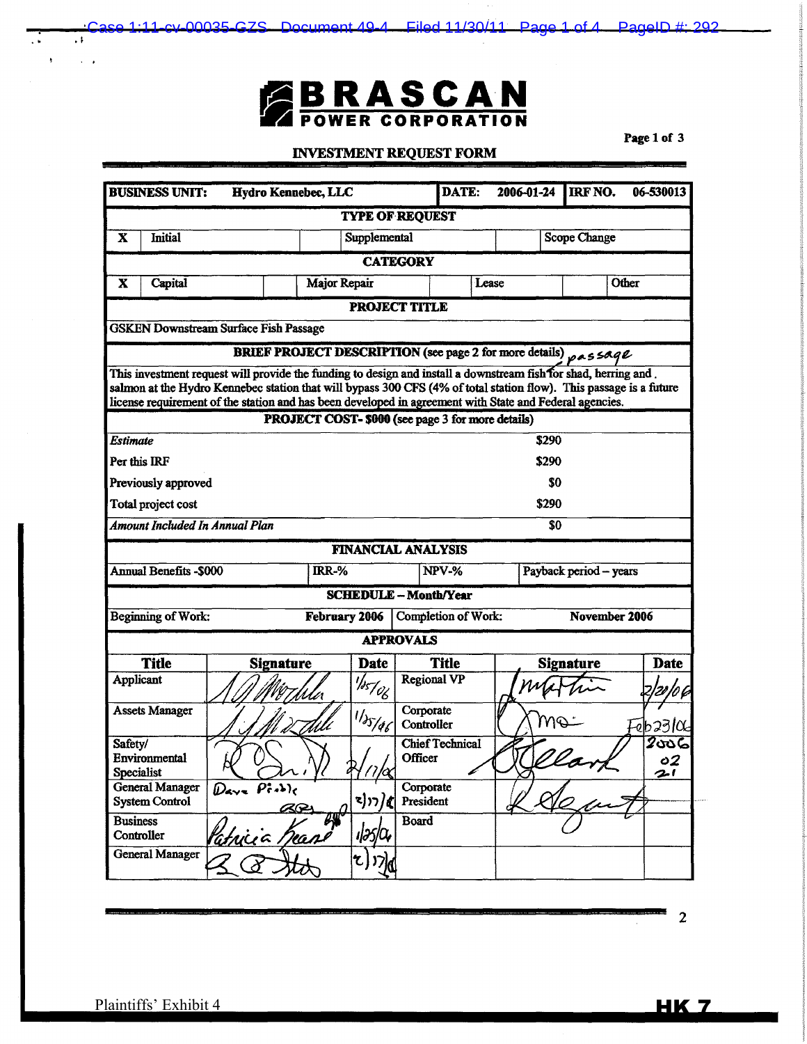# BRASCAN POWER CORPORATION

## INVESTMENT REQUEST FORM

| BUSINESS UNIT: Hydro Kennebec, LLC | | DATE: 2006-01-24 | IRF NO. 06-530013 |
|---|---|---|---|

**TYPE OF REQUEST**

| X | Initial | | Supplemental | | Scope Change |
|---|---|---|---|---|---|

**CATEGORY**

| X | Capital | | Major Repair | | Lease | | Other |
|---|---|---|---|---|---|---|---|

**PROJECT TITLE**

GSKEN Downstream Surface Fish Passage

**BRIEF PROJECT DESCRIPTION (see page 2 for more details)** passage

This investment request will provide the funding to design and install a downstream fish for shad, herring and salmon at the Hydro Kennebec station that will bypass 300 CFS (4% of total station flow). This passage is a future license requirement of the station and has been developed in agreement with State and Federal agencies.

**PROJECT COST- $000 (see page 3 for more details)**

| | |
|---|---|
| *Estimate* | $290 |
| Per this IRF | $290 |
| Previously approved | $0 |
| Total project cost | $290 |
| *Amount Included In Annual Plan* | $0 |

**FINANCIAL ANALYSIS**

| Annual Benefits -$000 | IRR-% | NPV-% | Payback period – years |
|---|---|---|---|

**SCHEDULE – Month/Year**

| Beginning of Work: | February 2006 | Completion of Work: | November 2006 |
|---|---|---|---|

**APPROVALS**

| Title | Signature | Date | Title | Signature | Date |
|---|---|---|---|---|---|
| Applicant | [signature] | 1/25/06 | Regional VP | [signature] | 2/20/06 |
| Assets Manager | [signature] | 1/25/06 | Corporate Controller | [signature] | Feb 23/06 |
| Safety/ Environmental Specialist | [signature] | 2/17/06 | Chief Technical Officer | [signature] | 2006 02 21 |
| General Manager System Control | Dave Pitts [signature] | 2/17/06 | Corporate President | [signature] | |
| Business Controller | Patricia Keane | 1/25/06 | Board | | |
| General Manager | [signature] | 2/17/06 | | | |

Plaintiffs' Exhibit 4

HK 7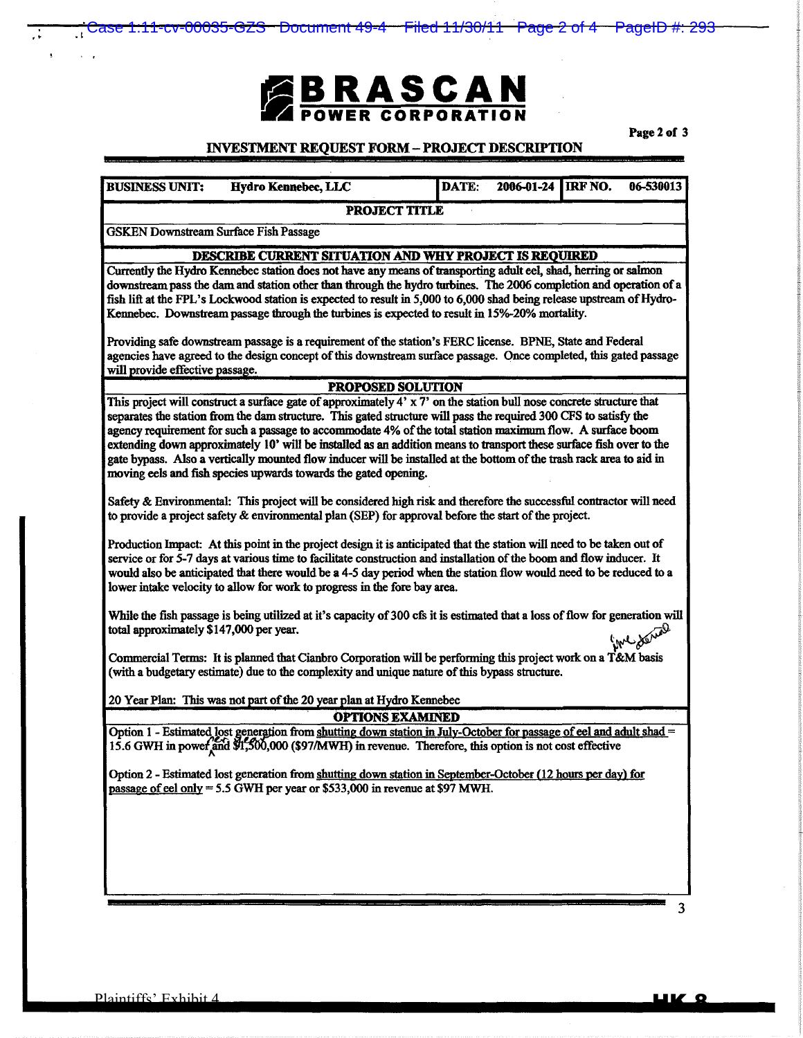# BRASCAN POWER CORPORATION

## INVESTMENT REQUEST FORM – PROJECT DESCRIPTION

| BUSINESS UNIT: Hydro Kennebec, LLC | DATE: 2006-01-24 | IRF NO. 06-530013 |
|---|---|---|

**PROJECT TITLE**

GSKEN Downstream Surface Fish Passage

**DESCRIBE CURRENT SITUATION AND WHY PROJECT IS REQUIRED**

Currently the Hydro Kennebec station does not have any means of transporting adult eel, shad, herring or salmon downstream pass the dam and station other than through the hydro turbines. The 2006 completion and operation of a fish lift at the FPL's Lockwood station is expected to result in 5,000 to 6,000 shad being release upstream of Hydro-Kennebec. Downstream passage through the turbines is expected to result in 15%-20% mortality.

Providing safe downstream passage is a requirement of the station's FERC license. BPNE, State and Federal agencies have agreed to the design concept of this downstream surface passage. Once completed, this gated passage will provide effective passage.

**PROPOSED SOLUTION**

This project will construct a surface gate of approximately 4' x 7' on the station bull nose concrete structure that separates the station from the dam structure. This gated structure will pass the required 300 CFS to satisfy the agency requirement for such a passage to accommodate 4% of the total station maximum flow. A surface boom extending down approximately 10' will be installed as an addition means to transport these surface fish over to the gate bypass. Also a vertically mounted flow inducer will be installed at the bottom of the trash rack area to aid in moving eels and fish species upwards towards the gated opening.

Safety & Environmental: This project will be considered high risk and therefore the successful contractor will need to provide a project safety & environmental plan (SEP) for approval before the start of the project.

Production Impact: At this point in the project design it is anticipated that the station will need to be taken out of service or for 5-7 days at various time to facilitate construction and installation of the boom and flow inducer. It would also be anticipated that there would be a 4-5 day period when the station flow would need to be reduced to a lower intake velocity to allow for work to progress in the fore bay area.

While the fish passage is being utilized at it's capacity of 300 cfs it is estimated that a loss of flow for generation will total approximately $147,000 per year. *(handwritten: time period)*

Commercial Terms: It is planned that Cianbro Corporation will be performing this project work on a T&M basis (with a budgetary estimate) due to the complexity and unique nature of this bypass structure.

20 Year Plan: This was not part of the 20 year plan at Hydro Kennebec

**OPTIONS EXAMINED**

Option 1 - Estimated lost generation from shutting down station in July-October for passage of eel and adult shad = 15.6 GWH in power *(handwritten: per year)* and $1,500,000 ($97/MWH) in revenue. Therefore, this option is not cost effective

Option 2 - Estimated lost generation from shutting down station in September-October (12 hours per day) for passage of eel only = 5.5 GWH per year or $533,000 in revenue at $97 MWH.

Plaintiffs' Exhibit 4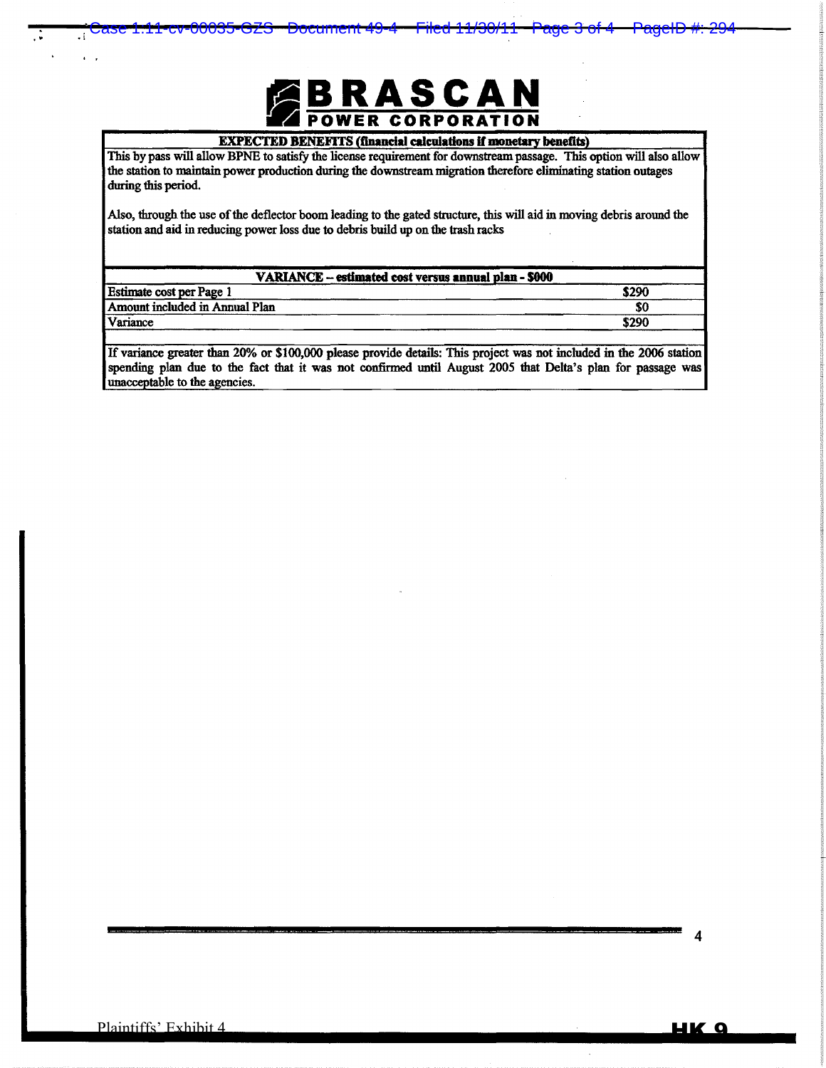# BRASCAN POWER CORPORATION

**EXPECTED BENEFITS (financial calculations if monetary benefits)**

This by pass will allow BPNE to satisfy the license requirement for downstream passage. This option will also allow the station to maintain power production during the downstream migration therefore eliminating station outages during this period.

Also, through the use of the deflector boom leading to the gated structure, this will aid in moving debris around the station and aid in reducing power loss due to debris build up on the trash racks

| VARIANCE – estimated cost versus annual plan - $000 | |
|---|---|
| Estimate cost per Page 1 | $290 |
| Amount included in Annual Plan | $0 |
| Variance | $290 |

If variance greater than 20% or $100,000 please provide details: This project was not included in the 2006 station spending plan due to the fact that it was not confirmed until August 2005 that Delta's plan for passage was unacceptable to the agencies.

Plaintiffs' Exhibit 4

HK 9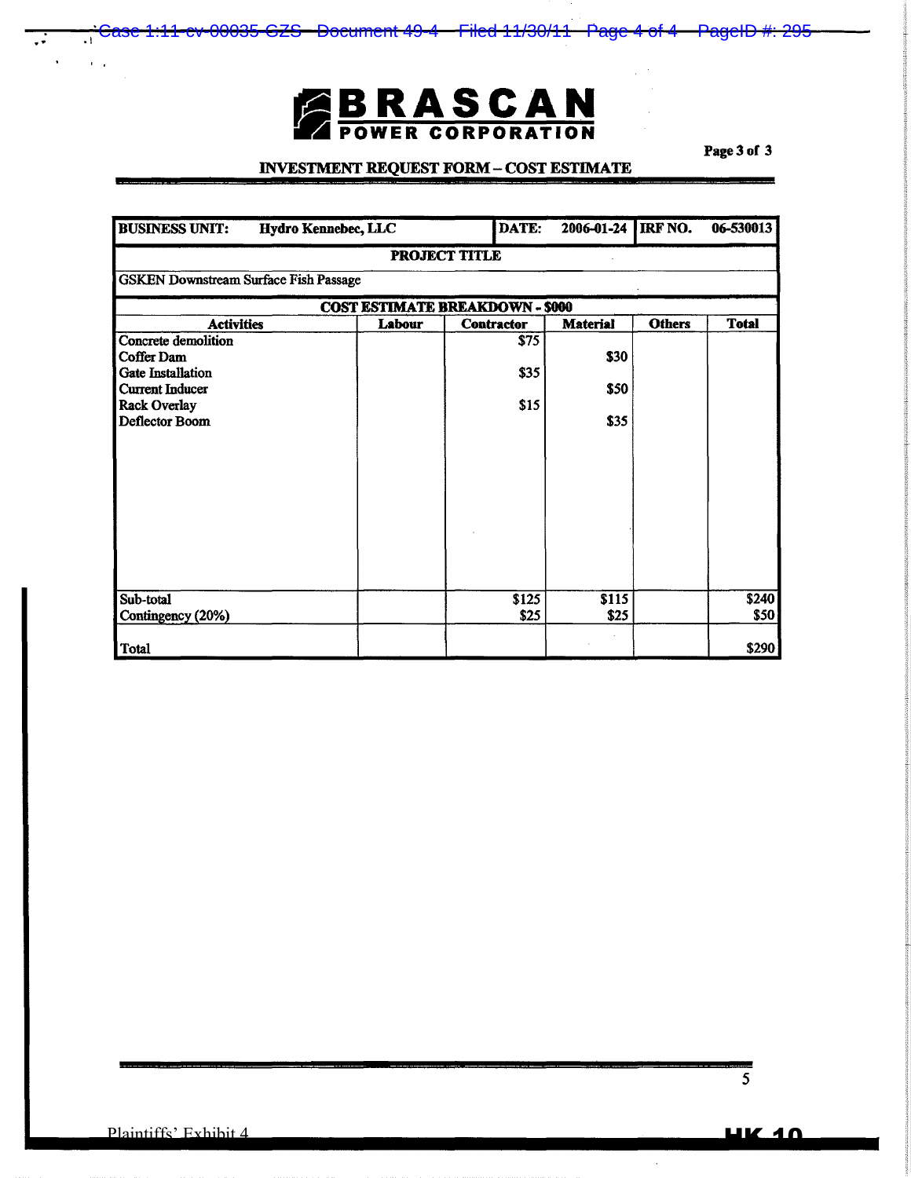# BRASCAN
## POWER CORPORATION

### INVESTMENT REQUEST FORM – COST ESTIMATE

| **BUSINESS UNIT:** | **Hydro Kennebec, LLC** | **DATE:** | **2006-01-24** | **IRF NO.** | **06-530013** |
|---|---|---|---|---|---|
| **PROJECT TITLE** | | | | | |
| GSKEN Downstream Surface Fish Passage | | | | | |

**COST ESTIMATE BREAKDOWN - $000**

| Activities | Labour | Contractor | Material | Others | Total |
|---|---|---|---|---|---|
| Concrete demolition | | $75 | | | |
| Coffer Dam | | | $30 | | |
| Gate Installation | | $35 | | | |
| Current Inducer | | | $50 | | |
| Rack Overlay | | $15 | | | |
| Deflector Boom | | | $35 | | |
| Sub-total | | $125 | $115 | | $240 |
| Contingency (20%) | | $25 | $25 | | $50 |
| Total | | | | | $290 |

Plaintiffs' Exhibit 4

HK 10